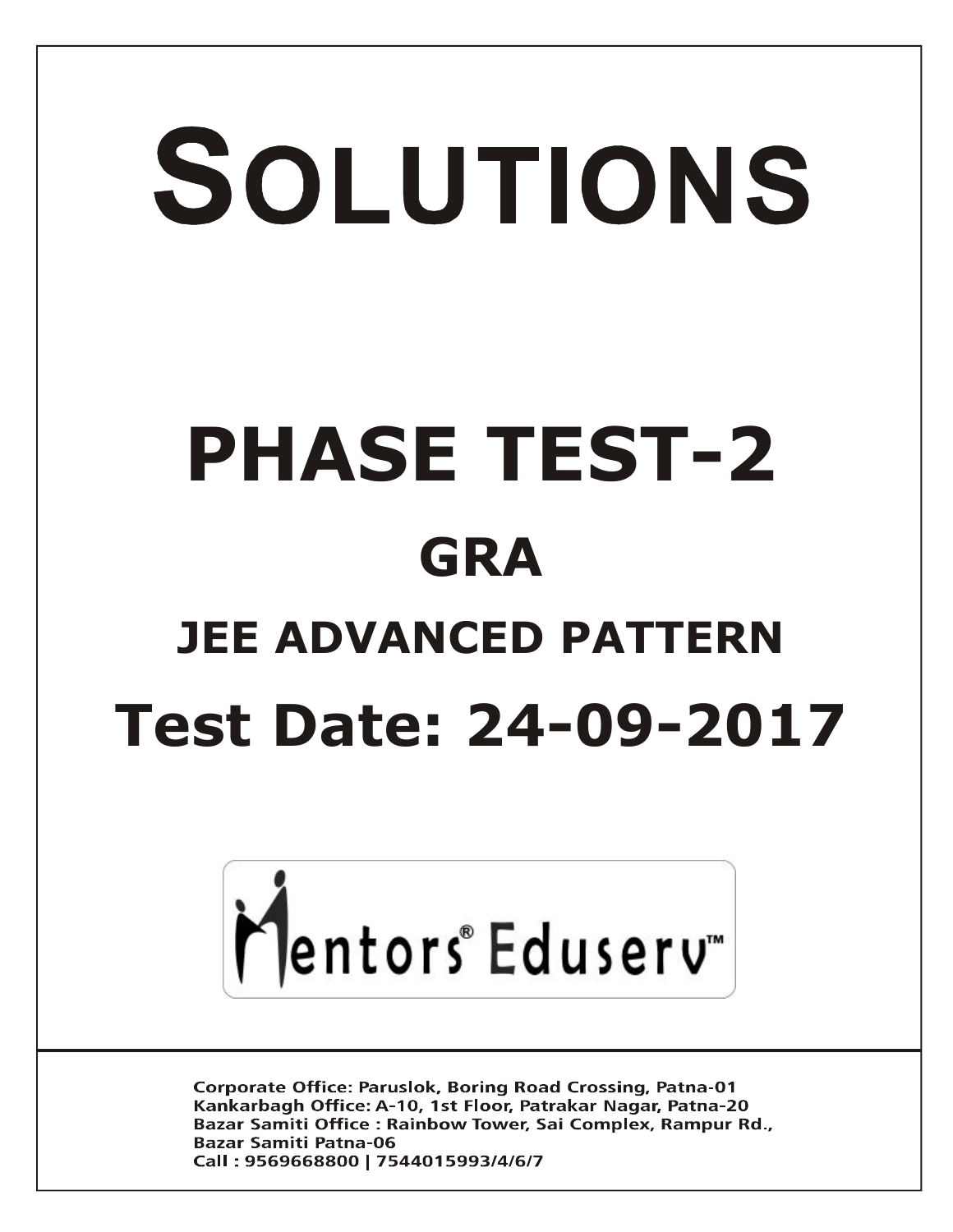# SOLUTIONS

# PHASE TEST-2

## GRA

## JEE ADVANCED PATTERN

# Test Date: 24-09-2017

Mentors® Eduserv™

Corporate Office: Paruslok, Boring Road Crossing, Patna-01
Kankarbagh Office: A-10, 1st Floor, Patrakar Nagar, Patna-20
Bazar Samiti Office : Rainbow Tower, Sai Complex, Rampur Rd., Bazar Samiti Patna-06
Call : 9569668800 | 7544015993/4/6/7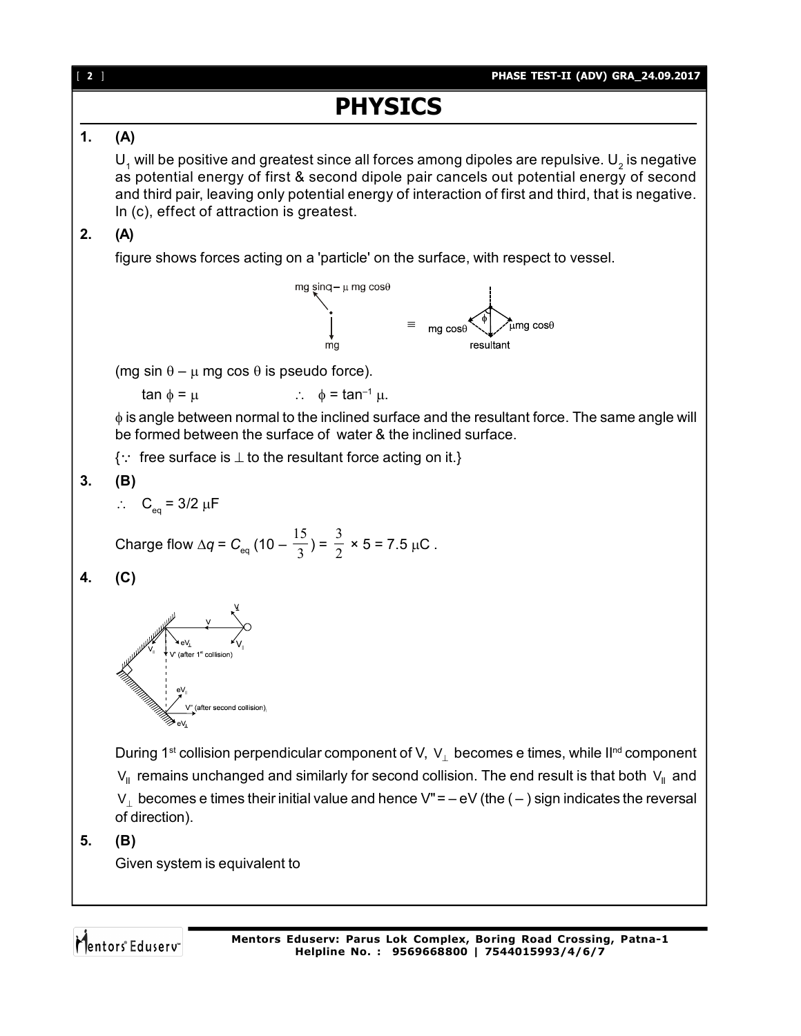# PHYSICS

**1.** **(A)**

$U_1$ will be positive and greatest since all forces among dipoles are repulsive. $U_2$ is negative as potential energy of first & second dipole pair cancels out potential energy of second and third pair, leaving only potential energy of interaction of first and third, that is negative. In (c), effect of attraction is greatest.

**2.** **(A)**

figure shows forces acting on a 'particle' on the surface, with respect to vessel.

mg sinq – μ mg cosθ

mg

≡ mg cosθ, φ, μmg cosθ, resultant

(mg sin θ – μ mg cos θ is pseudo force).

$\tan \phi = \mu$ $\qquad\qquad \therefore \quad \phi = \tan^{-1} \mu$.

$\phi$ is angle between normal to the inclined surface and the resultant force. The same angle will be formed between the surface of water & the inclined surface.

{$\because$ free surface is $\perp$ to the resultant force acting on it.}

**3.** **(B)**

$\therefore \quad C_{eq} = 3/2\ \mu F$

Charge flow $\Delta q = C_{eq}\left(10 - \frac{15}{3}\right) = \frac{3}{2} \times 5 = 7.5\ \mu C$ .

**4.** **(C)**

V, $V_\perp$, $eV_\perp$, $V_{||}$, V' (after 1st collision), $eV_{||}$, V'' (after second collision), $eV_\perp$

During 1st collision perpendicular component of V, $V_\perp$ becomes e times, while IInd component $V_{||}$ remains unchanged and similarly for second collision. The end result is that both $V_{||}$ and $V_\perp$ becomes e times their initial value and hence V'' = – eV (the (–) sign indicates the reversal of direction).

**5.** **(B)**

Given system is equivalent to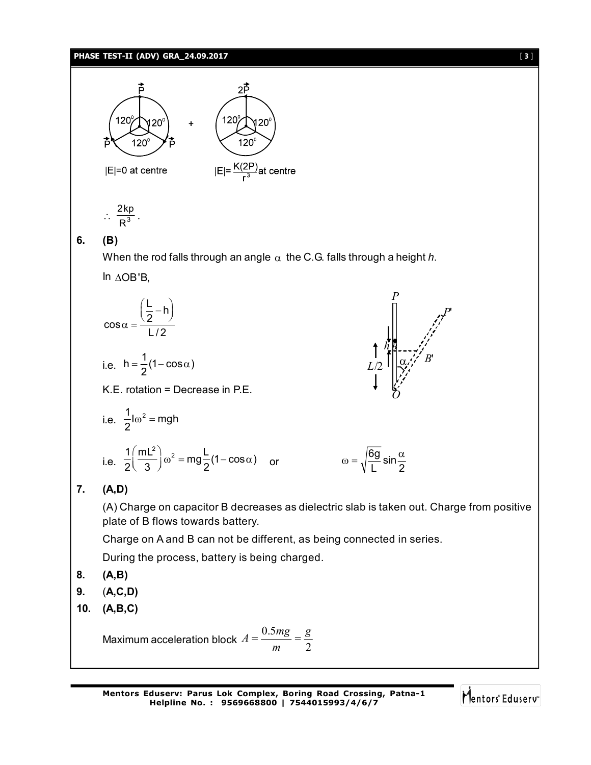|E|=0 at centre

$|E| = \frac{K(2P)}{r^3}$ at centre

$\therefore \frac{2kp}{R^3}$.

**6. (B)**

When the rod falls through an angle $\alpha$ the C.G. falls through a height *h*.

In $\Delta OB'B$,

$$\cos\alpha = \frac{\left(\frac{L}{2} - h\right)}{L/2}$$

i.e. $h = \frac{1}{2}(1 - \cos\alpha)$

K.E. rotation = Decrease in P.E.

i.e. $\frac{1}{2}I\omega^2 = mgh$

i.e. $\frac{1}{2}\left(\frac{mL^2}{3}\right)\omega^2 = mg\frac{L}{2}(1 - \cos\alpha)$ or $\omega = \sqrt{\frac{6g}{L}}\sin\frac{\alpha}{2}$

**7. (A,D)**

(A) Charge on capacitor B decreases as dielectric slab is taken out. Charge from positive plate of B flows towards battery.

Charge on A and B can not be different, as being connected in series.

During the process, battery is being charged.

**8. (A,B)**

**9. (A,C,D)**

**10. (A,B,C)**

Maximum acceleration block $A = \frac{0.5mg}{m} = \frac{g}{2}$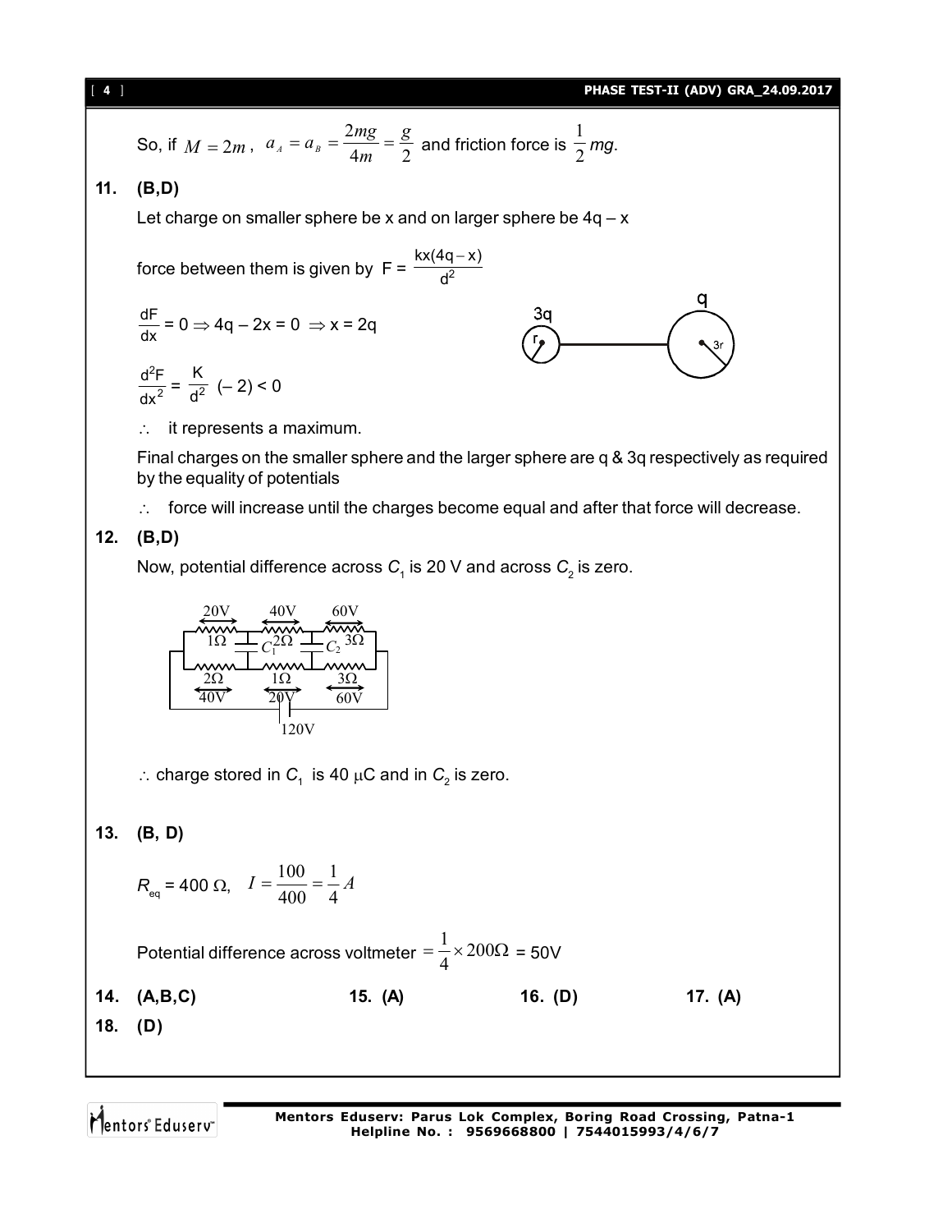So, if $M = 2m$, $a_A = a_B = \frac{2mg}{4m} = \frac{g}{2}$ and friction force is $\frac{1}{2}mg$.

**11. (B,D)**

Let charge on smaller sphere be x and on larger sphere be 4q – x

force between them is given by $F = \frac{kx(4q-x)}{d^2}$

$\frac{dF}{dx} = 0 \Rightarrow 4q - 2x = 0 \Rightarrow x = 2q$

$\frac{d^2F}{dx^2} = \frac{K}{d^2}(-2) < 0$

$\therefore$ it represents a maximum.

Final charges on the smaller sphere and the larger sphere are q & 3q respectively as required by the equality of potentials

$\therefore$ force will increase until the charges become equal and after that force will decrease.

**12. (B,D)**

Now, potential difference across $C_1$ is 20 V and across $C_2$ is zero.

$\therefore$ charge stored in $C_1$ is 40 μC and in $C_2$ is zero.

**13. (B, D)**

$R_{eq} = 400\ \Omega$, $I = \frac{100}{400} = \frac{1}{4} A$

Potential difference across voltmeter $= \frac{1}{4} \times 200\Omega$ = 50V

**14. (A,B,C)** **15. (A)** **16. (D)** **17. (A)**

**18. (D)**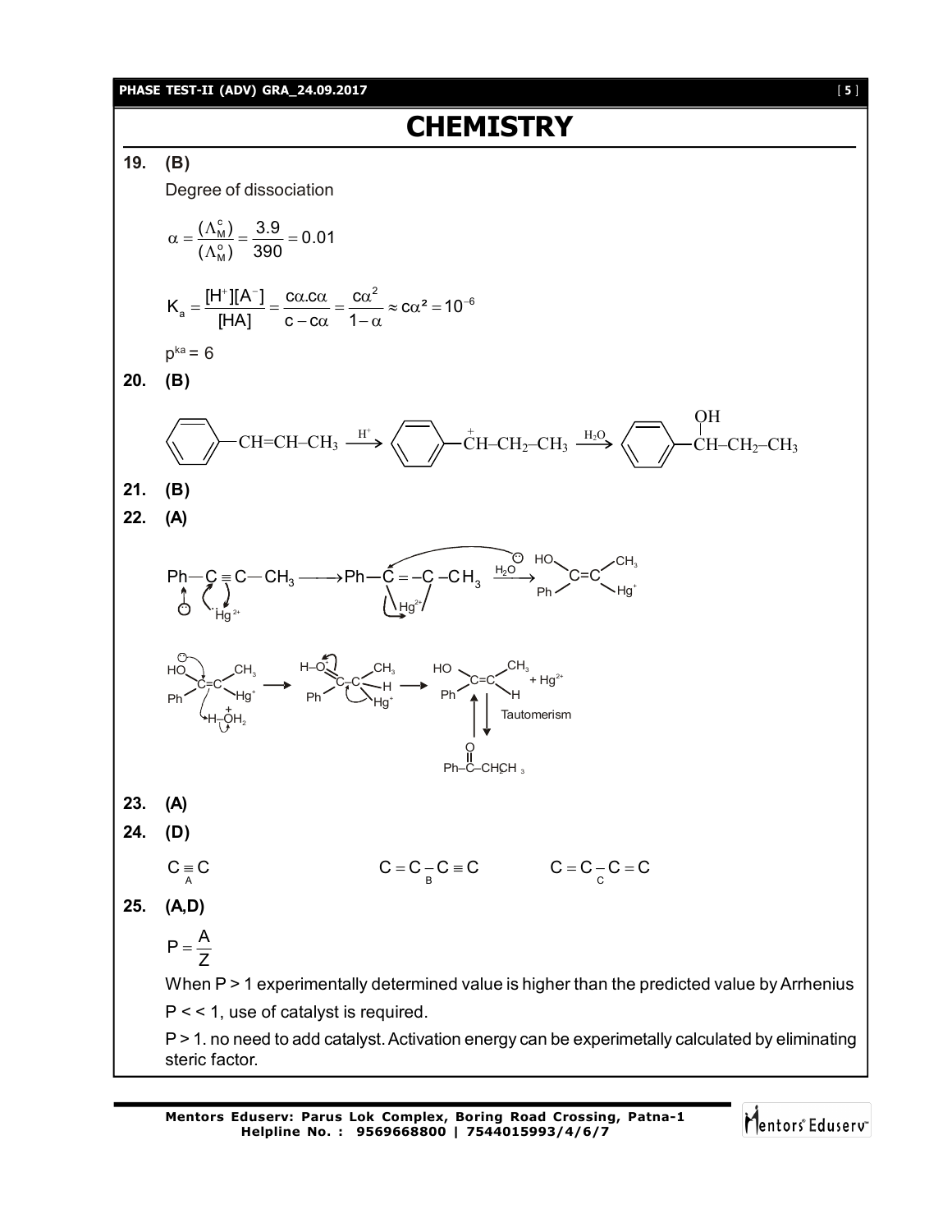# CHEMISTRY

**19. (B)**

Degree of dissociation

$$\alpha = \frac{(\Lambda_M^c)}{(\Lambda_M^o)} = \frac{3.9}{390} = 0.01$$

$$K_a = \frac{[H^+][A^-]}{[HA]} = \frac{c\alpha . c\alpha}{c - c\alpha} = \frac{c\alpha^2}{1-\alpha} \approx c\alpha^2 = 10^{-6}$$

$p^{ka} = 6$

**20. (B)**

$$C_6H_5-CH=CH-CH_3 \xrightarrow{H^+} C_6H_5-\overset{+}{C}H-CH_2-CH_3 \xrightarrow{H_2O} C_6H_5-\underset{|}{\overset{OH}{C}}H-CH_2-CH_3$$

**21. (B)**

**22. (A)**

$$Ph-C\equiv C-CH_3 \xrightarrow{Hg^{2+}} Ph-\overset{+}{C}=C(Hg^{2+})-CH_3 \xrightarrow{H_2O} (HO)(Ph)C=C(CH_3)(Hg^+)$$

$$(HO)(Ph)C=C(CH_3)(Hg^+) \xrightarrow{H-\overset{+}{O}H_2} (H-\overset{+}{O}=)(Ph)C-C(CH_3)(H)(Hg^+) \longrightarrow (HO)(Ph)C=C(CH_3)(H) + Hg^{2+}$$

$$(HO)(Ph)C=C(CH_3)(H) \xrightleftharpoons{\text{Tautomerism}} Ph-\overset{O}{\overset{||}{C}}-CH_2CH_3$$

**23. (A)**

**24. (D)**

$$\underset{A}{C\equiv C} \qquad C=C\underset{B}{-}C\equiv C \qquad C=C\underset{C}{-}C=C$$

**25. (A,D)**

$$P = \frac{A}{Z}$$

When P > 1 experimentally determined value is higher than the predicted value by Arrhenius

P < < 1, use of catalyst is required.

P > 1. no need to add catalyst. Activation energy can be experimetally calculated by eliminating steric factor.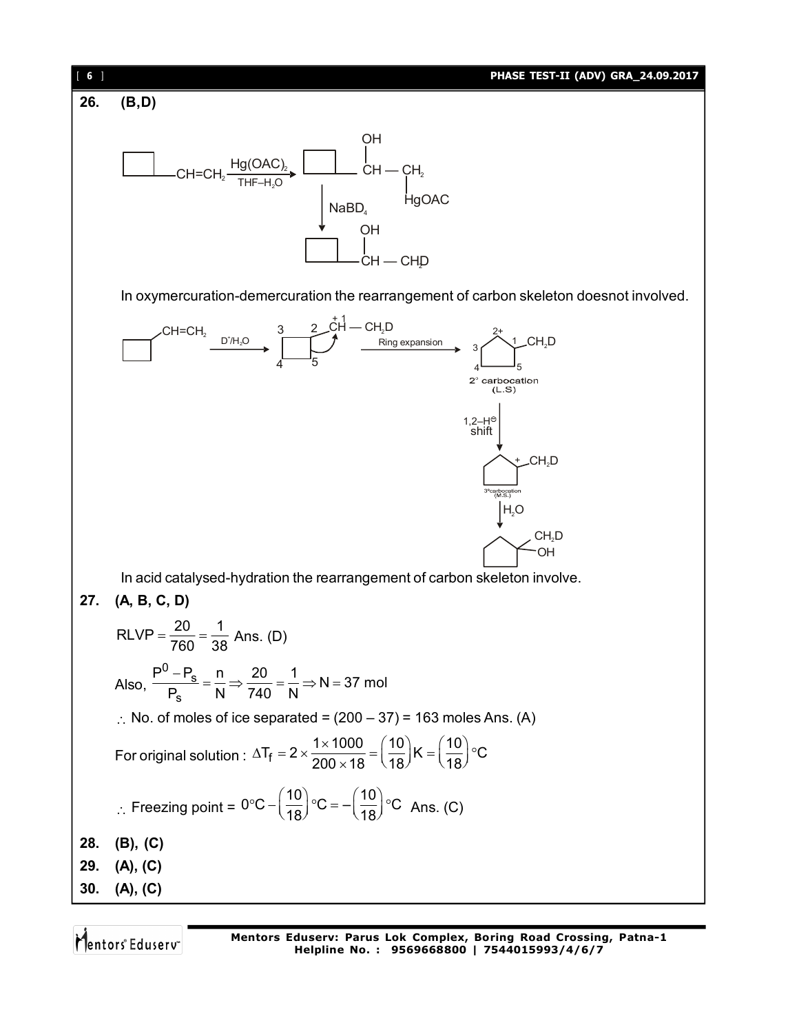**26. (B,D)**

$$\text{(cyclobutyl)}-CH=CH_2 \xrightarrow[\text{THF}-H_2O]{Hg(OAC)_2} \text{(cyclobutyl)}-\underset{\substack{|\\OH}}{CH}-CH_2-HgOAC \xrightarrow{NaBD_4} \text{(cyclobutyl)}-\underset{\substack{|\\OH}}{CH}-CH_2D$$

In oxymercuration-demercuration the rearrangement of carbon skeleton doesnot involved.

$$\text{(cyclobutyl)}-CH=CH_2 \xrightarrow{D^+/H_2O} \text{(cyclobutyl)}-\overset{+}{C}H-CH_2D \xrightarrow{\text{Ring expansion}} \text{2° carbocation (L.S)} \xrightarrow{1,2-H^{\ominus}\ \text{shift}} \text{3° carbocation (M.S.)} \xrightarrow{H_2O} \text{1-(}CH_2D\text{)cyclopentan-1-ol}$$

In acid catalysed-hydration the rearrangement of carbon skeleton involve.

**27. (A, B, C, D)**

$RLVP = \dfrac{20}{760} = \dfrac{1}{38}$ Ans. (D)

Also, $\dfrac{P^0 - P_s}{P_s} = \dfrac{n}{N} \Rightarrow \dfrac{20}{740} = \dfrac{1}{N} \Rightarrow N = 37$ mol

$\therefore$ No. of moles of ice separated = (200 – 37) = 163 moles Ans. (A)

For original solution : $\Delta T_f = 2 \times \dfrac{1 \times 1000}{200 \times 18} = \left(\dfrac{10}{18}\right) K = \left(\dfrac{10}{18}\right) °C$

$\therefore$ Freezing point = $0°C - \left(\dfrac{10}{18}\right) °C = -\left(\dfrac{10}{18}\right) °C$ Ans. (C)

**28. (B), (C)**

**29. (A), (C)**

**30. (A), (C)**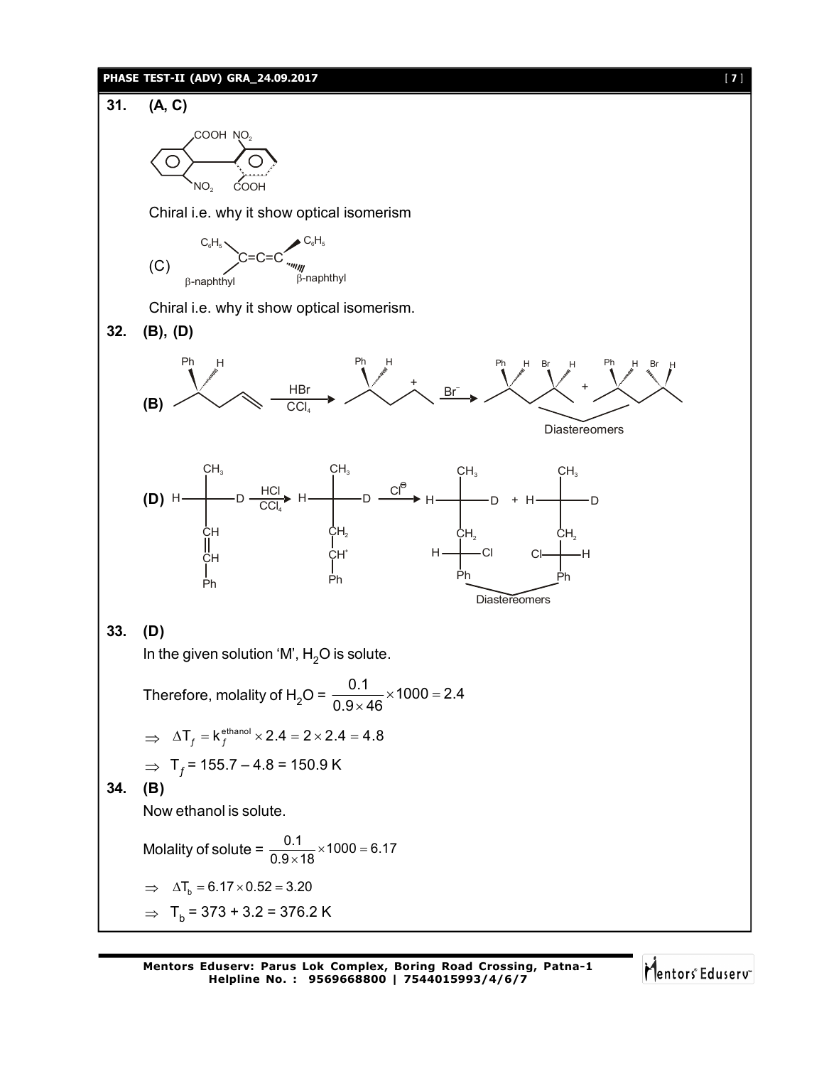**31. (A, C)**

COOH NO$_2$

NO$_2$ COOH

Chiral i.e. why it show optical isomerism

(C) $C_6H_5$, β-naphthyl $>$C=C=C$<$ $C_6H_5$, β-naphthyl

Chiral i.e. why it show optical isomerism.

**32. (B), (D)**

**(B)** Ph, H $\xrightarrow[CCl_4]{HBr}$ Ph, H (carbocation, +) $\xrightarrow{Br^-}$ Ph H Br H + Ph H Br H

Diastereomers

**(D)** H—C(CH$_3$)—D with CH=CH—Ph $\xrightarrow[CCl_4]{HCl}$ H—C(CH$_3$)—D with $CH_2$—$CH^+$—Ph $\xrightarrow{Cl^{\ominus}}$ H—C(CH$_3$)—D, $CH_2$, H—C—Cl, Ph + H—C(CH$_3$)—D, $CH_2$, Cl—C—H, Ph

Diastereomers

**33. (D)**

In the given solution 'M', $H_2O$ is solute.

Therefore, molality of $H_2O$ = $\dfrac{0.1}{0.9 \times 46} \times 1000 = 2.4$

$\Rightarrow \Delta T_f = k_f^{ethanol} \times 2.4 = 2 \times 2.4 = 4.8$

$\Rightarrow T_f = 155.7 - 4.8 = 150.9$ K

**34. (B)**

Now ethanol is solute.

Molality of solute = $\dfrac{0.1}{0.9 \times 18} \times 1000 = 6.17$

$\Rightarrow \Delta T_b = 6.17 \times 0.52 = 3.20$

$\Rightarrow T_b = 373 + 3.2 = 376.2$ K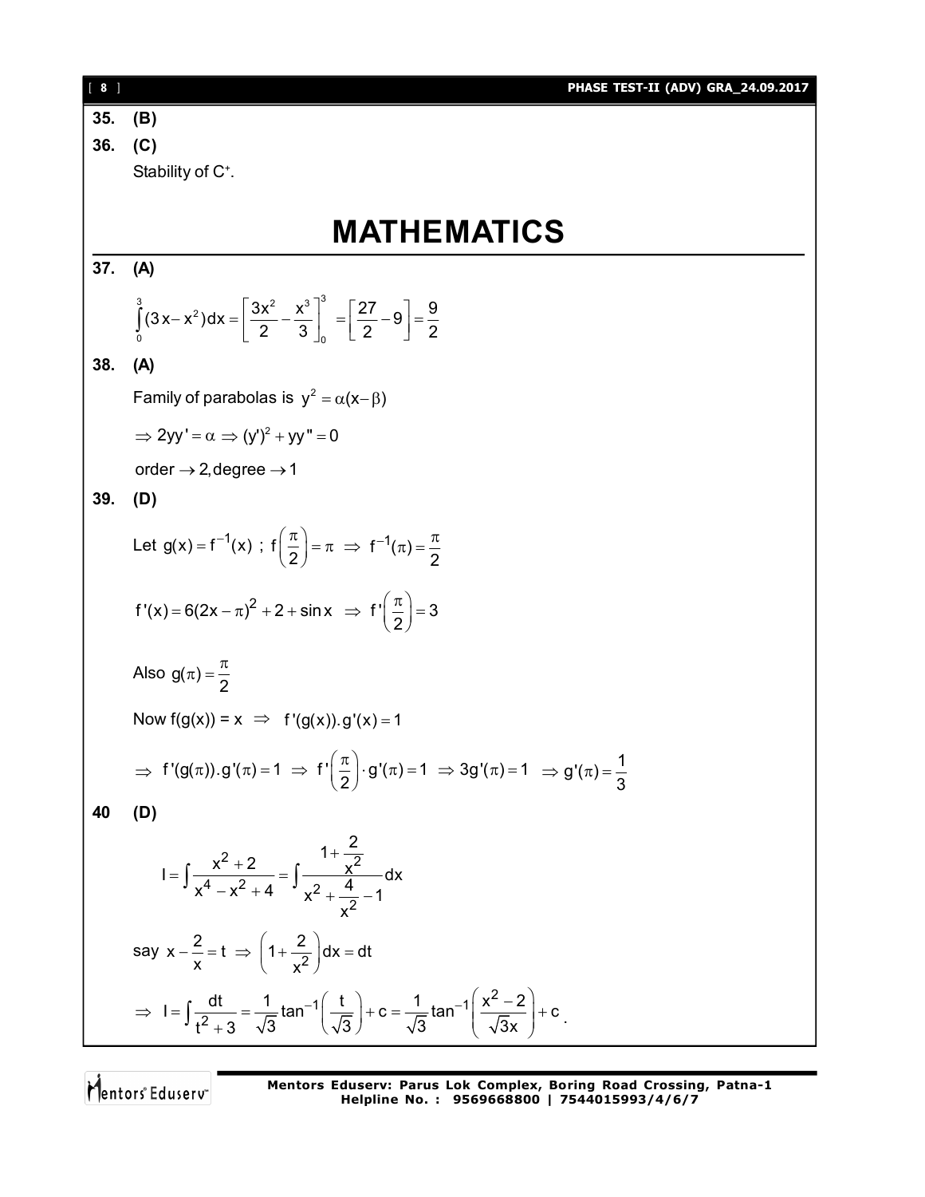**35. (B)**

**36. (C)**

Stability of $C^+$.

# MATHEMATICS

**37. (A)**

$$\int_0^3 (3x - x^2)dx = \left[\frac{3x^2}{2} - \frac{x^3}{3}\right]_0^3 = \left[\frac{27}{2} - 9\right] = \frac{9}{2}$$

**38. (A)**

Family of parabolas is $y^2 = \alpha(x - \beta)$

$\Rightarrow 2yy' = \alpha \Rightarrow (y')^2 + yy'' = 0$

order $\rightarrow 2$, degree $\rightarrow 1$

**39. (D)**

Let $g(x) = f^{-1}(x)$ ; $f\left(\frac{\pi}{2}\right) = \pi \Rightarrow f^{-1}(\pi) = \frac{\pi}{2}$

$f'(x) = 6(2x - \pi)^2 + 2 + \sin x \Rightarrow f'\left(\frac{\pi}{2}\right) = 3$

Also $g(\pi) = \frac{\pi}{2}$

Now $f(g(x)) = x \Rightarrow f'(g(x)).g'(x) = 1$

$\Rightarrow f'(g(\pi)).g'(\pi) = 1 \Rightarrow f'\left(\frac{\pi}{2}\right) \cdot g'(\pi) = 1 \Rightarrow 3g'(\pi) = 1 \Rightarrow g'(\pi) = \frac{1}{3}$

**40 (D)**

$$I = \int \frac{x^2 + 2}{x^4 - x^2 + 4} = \int \frac{1 + \frac{2}{x^2}}{x^2 + \frac{4}{x^2} - 1} dx$$

say $x - \frac{2}{x} = t \Rightarrow \left(1 + \frac{2}{x^2}\right)dx = dt$

$$\Rightarrow I = \int \frac{dt}{t^2 + 3} = \frac{1}{\sqrt{3}} \tan^{-1}\left(\frac{t}{\sqrt{3}}\right) + c = \frac{1}{\sqrt{3}} \tan^{-1}\left(\frac{x^2 - 2}{\sqrt{3}x}\right) + c.$$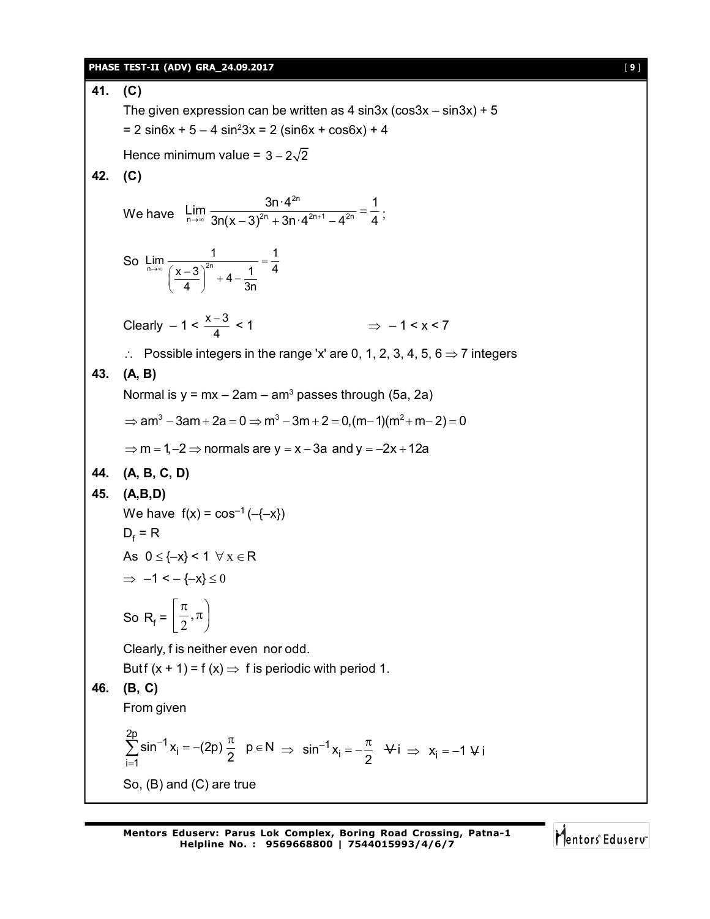**41. (C)**

The given expression can be written as 4 sin3x (cos3x – sin3x) + 5

= 2 sin6x + 5 – 4 $\sin^2 3x$ = 2 (sin6x + cos6x) + 4

Hence minimum value = $3 - 2\sqrt{2}$

**42. (C)**

We have $\lim\limits_{n\to\infty} \dfrac{3n \cdot 4^{2n}}{3n(x-3)^{2n} + 3n \cdot 4^{2n+1} - 4^{2n}} = \dfrac{1}{4}$;

So $\lim\limits_{n\to\infty} \dfrac{1}{\left(\dfrac{x-3}{4}\right)^{2n} + 4 - \dfrac{1}{3n}} = \dfrac{1}{4}$

Clearly $-1 < \dfrac{x-3}{4} < 1$ $\Rightarrow$ $-1 < x < 7$

$\therefore$ Possible integers in the range 'x' are 0, 1, 2, 3, 4, 5, 6 $\Rightarrow$ 7 integers

**43. (A, B)**

Normal is $y = mx - 2am - am^3$ passes through (5a, 2a)

$\Rightarrow am^3 - 3am + 2a = 0 \Rightarrow m^3 - 3m + 2 = 0, (m-1)(m^2 + m - 2) = 0$

$\Rightarrow m = 1, -2 \Rightarrow$ normals are $y = x - 3a$ and $y = -2x + 12a$

**44. (A, B, C, D)**

**45. (A,B,D)**

We have $f(x) = \cos^{-1}(-\{-x\})$

$D_f = R$

As $0 \le \{-x\} < 1 \ \forall x \in R$

$\Rightarrow -1 < -\{-x\} \le 0$

So $R_f = \left[\dfrac{\pi}{2}, \pi\right)$

Clearly, f is neither even nor odd.

But f (x + 1) = f (x) $\Rightarrow$ f is periodic with period 1.

**46. (B, C)**

From given

$$\sum_{i=1}^{2p} \sin^{-1} x_i = -(2p)\frac{\pi}{2} \quad p \in N \Rightarrow \sin^{-1} x_i = -\frac{\pi}{2} \ \forall i \Rightarrow x_i = -1 \ \forall i$$

So, (B) and (C) are true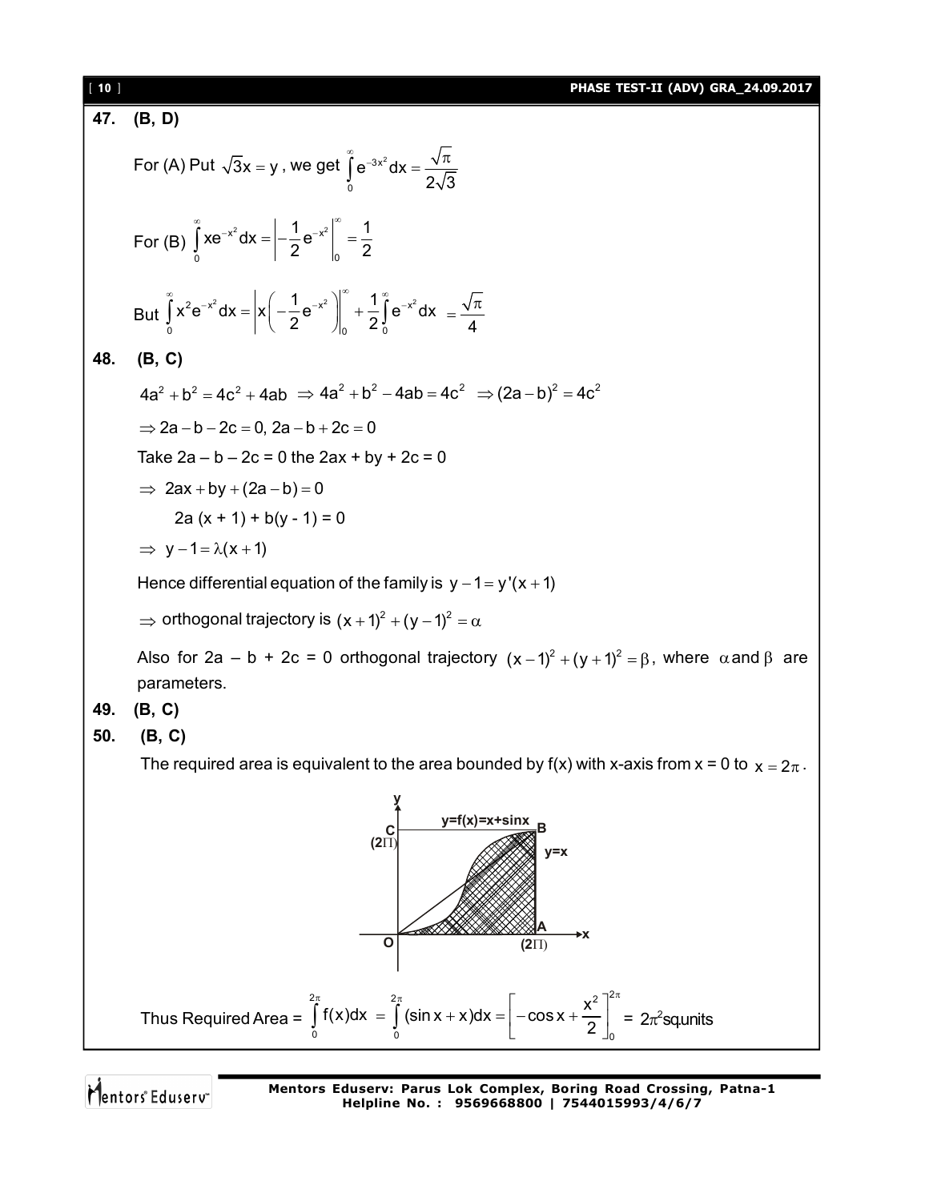**47. (B, D)**

For (A) Put $\sqrt{3}x = y$, we get $\int_0^\infty e^{-3x^2}dx = \frac{\sqrt{\pi}}{2\sqrt{3}}$

For (B) $\int_0^\infty xe^{-x^2}dx = \left|-\frac{1}{2}e^{-x^2}\right|_0^\infty = \frac{1}{2}$

But $\int_0^\infty x^2e^{-x^2}dx = \left|x\left(-\frac{1}{2}e^{-x^2}\right)\right|_0^\infty + \frac{1}{2}\int_0^\infty e^{-x^2}dx = \frac{\sqrt{\pi}}{4}$

**48. (B, C)**

$4a^2 + b^2 = 4c^2 + 4ab \Rightarrow 4a^2 + b^2 - 4ab = 4c^2 \Rightarrow (2a - b)^2 = 4c^2$

$\Rightarrow 2a - b - 2c = 0,\ 2a - b + 2c = 0$

Take 2a – b – 2c = 0 the 2ax + by + 2c = 0

$\Rightarrow 2ax + by + (2a - b) = 0$

$2a(x + 1) + b(y - 1) = 0$

$\Rightarrow y - 1 = \lambda(x + 1)$

Hence differential equation of the family is $y - 1 = y'(x + 1)$

$\Rightarrow$ orthogonal trajectory is $(x+1)^2 + (y-1)^2 = \alpha$

Also for 2a – b + 2c = 0 orthogonal trajectory $(x-1)^2 + (y+1)^2 = \beta$, where $\alpha$ and $\beta$ are parameters.

**49. (B, C)**

**50. (B, C)**

The required area is equivalent to the area bounded by f(x) with x-axis from x = 0 to $x = 2\pi$.

Thus Required Area = $\int_0^{2\pi} f(x)dx = \int_0^{2\pi}(\sin x + x)dx = \left[-\cos x + \frac{x^2}{2}\right]_0^{2\pi} = 2\pi^2$ sq.units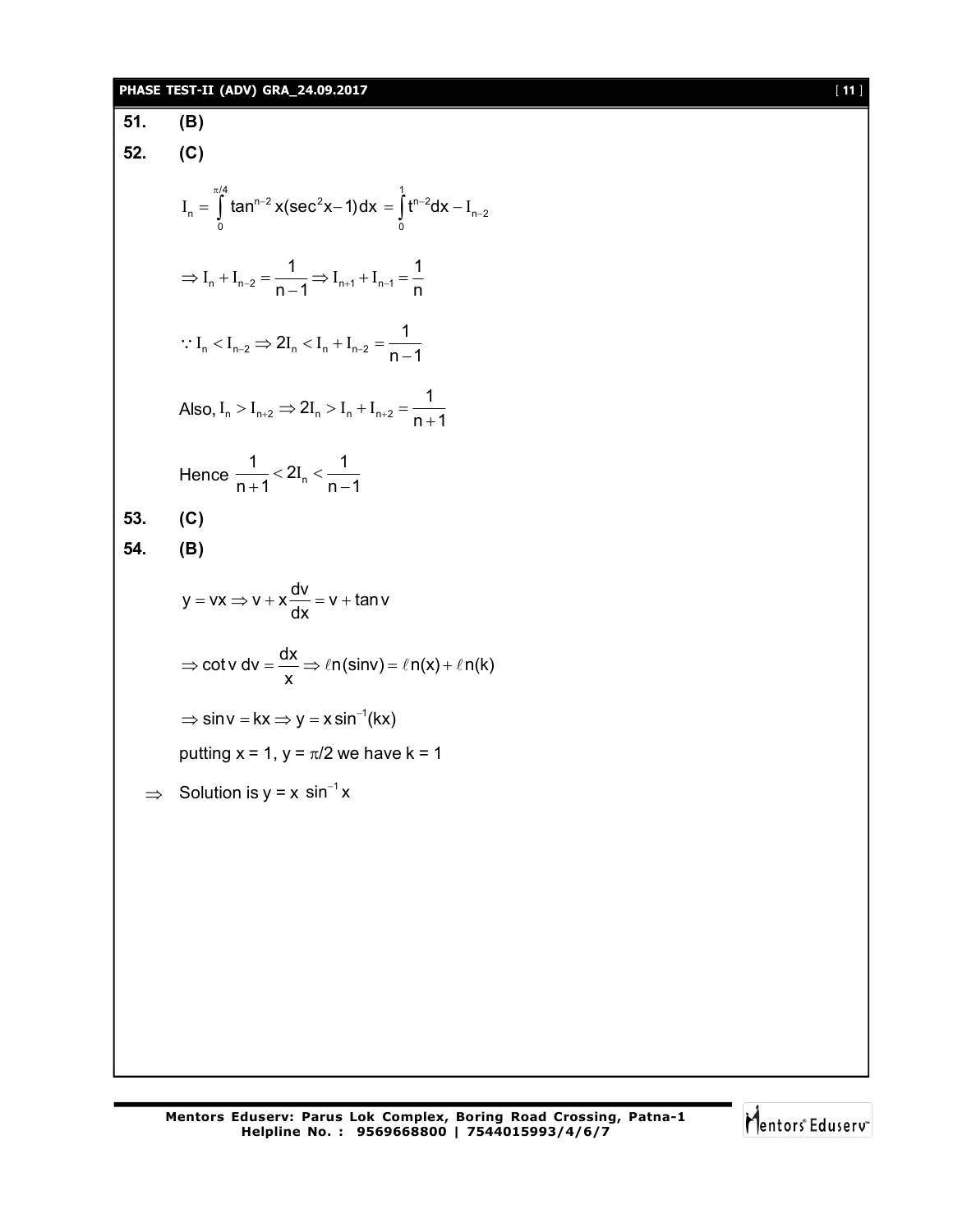**51.** **(B)**

**52.** **(C)**

$$I_n = \int_0^{\pi/4} \tan^{n-2} x(\sec^2 x - 1)dx = \int_0^1 t^{n-2}dx - I_{n-2}$$

$$\Rightarrow I_n + I_{n-2} = \frac{1}{n-1} \Rightarrow I_{n+1} + I_{n-1} = \frac{1}{n}$$

$$\because I_n < I_{n-2} \Rightarrow 2I_n < I_n + I_{n-2} = \frac{1}{n-1}$$

$$\text{Also, } I_n > I_{n+2} \Rightarrow 2I_n > I_n + I_{n+2} = \frac{1}{n+1}$$

$$\text{Hence } \frac{1}{n+1} < 2I_n < \frac{1}{n-1}$$

**53.** **(C)**

**54.** **(B)**

$$y = vx \Rightarrow v + x\frac{dv}{dx} = v + \tan v$$

$$\Rightarrow \cot v \, dv = \frac{dx}{x} \Rightarrow \ell n(\sin v) = \ell n(x) + \ell n(k)$$

$$\Rightarrow \sin v = kx \Rightarrow y = x\sin^{-1}(kx)$$

putting $x = 1$, $y = \pi/2$ we have $k = 1$

$\Rightarrow$ Solution is $y = x \sin^{-1} x$